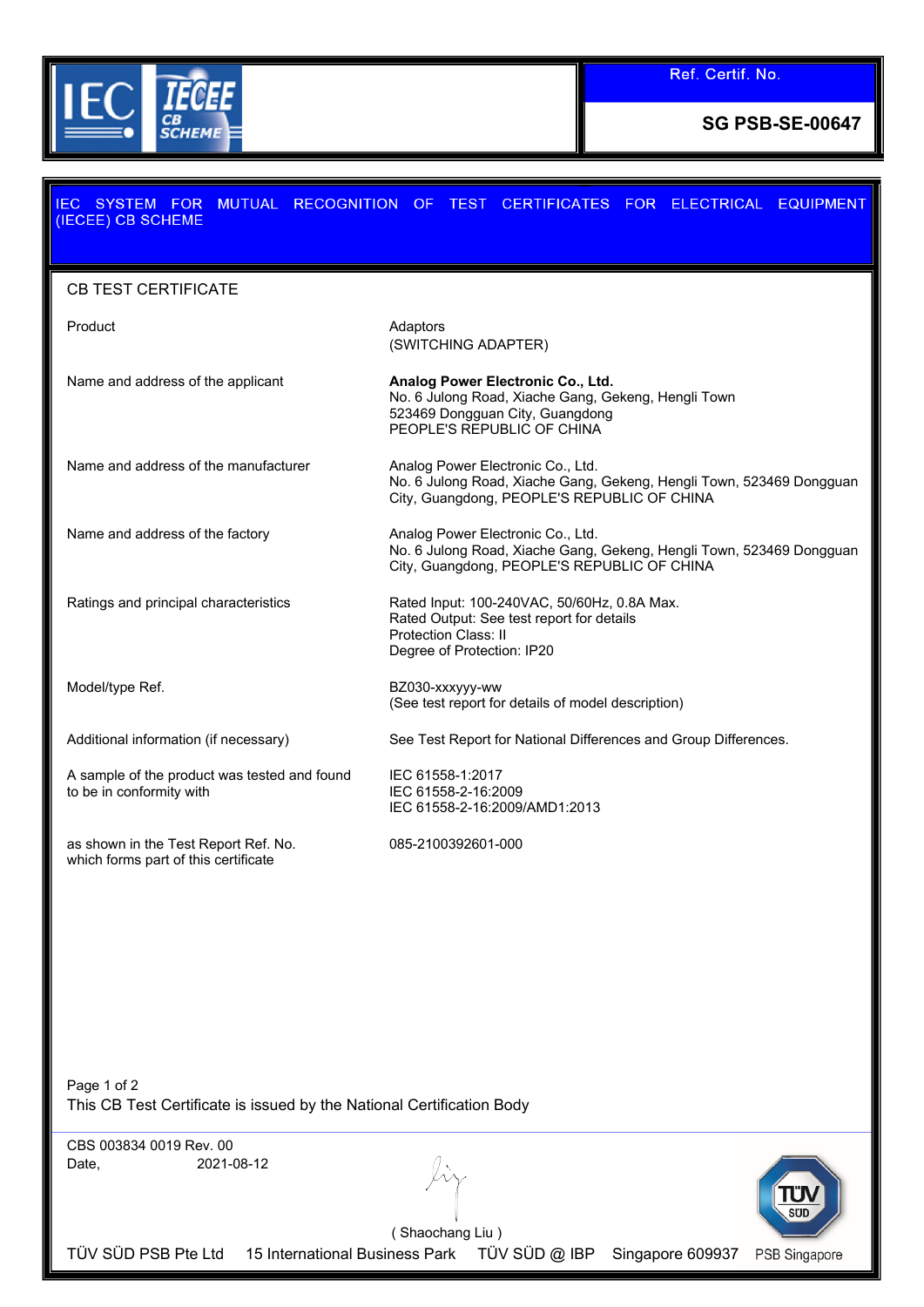Ref. Certif. No.

**SG PSB-SE-00647**

## IEC SYSTEM FOR MUTUAL RECOGNITION OF TEST CERTIFICATES FOR ELECTRICAL EQUIPMENT (IECEE) CB SCHEME

### CB TEST CERTIFICATE

| | |
|---|---|
| Product | Adaptors<br>(SWITCHING ADAPTER) |
| Name and address of the applicant | **Analog Power Electronic Co., Ltd.**<br>No. 6 Julong Road, Xiache Gang, Gekeng, Hengli Town<br>523469 Dongguan City, Guangdong<br>PEOPLE'S REPUBLIC OF CHINA |
| Name and address of the manufacturer | Analog Power Electronic Co., Ltd.<br>No. 6 Julong Road, Xiache Gang, Gekeng, Hengli Town, 523469 Dongguan City, Guangdong, PEOPLE'S REPUBLIC OF CHINA |
| Name and address of the factory | Analog Power Electronic Co., Ltd.<br>No. 6 Julong Road, Xiache Gang, Gekeng, Hengli Town, 523469 Dongguan City, Guangdong, PEOPLE'S REPUBLIC OF CHINA |
| Ratings and principal characteristics | Rated Input: 100-240VAC, 50/60Hz, 0.8A Max.<br>Rated Output: See test report for details<br>Protection Class: II<br>Degree of Protection: IP20 |
| Model/type Ref. | BZ030-xxxyyy-ww<br>(See test report for details of model description) |
| Additional information (if necessary) | See Test Report for National Differences and Group Differences. |
| A sample of the product was tested and found to be in conformity with | IEC 61558-1:2017<br>IEC 61558-2-16:2009<br>IEC 61558-2-16:2009/AMD1:2013 |
| as shown in the Test Report Ref. No. which forms part of this certificate | 085-2100392601-000 |

This CB Test Certificate is issued by the National Certification Body

CBS 003834 0019 Rev. 00

Date, 2021-08-12

( Shaochang Liu )

TÜV SÜD PSB Pte Ltd 15 International Business Park TÜV SÜD @ IBP Singapore 609937 PSB Singapore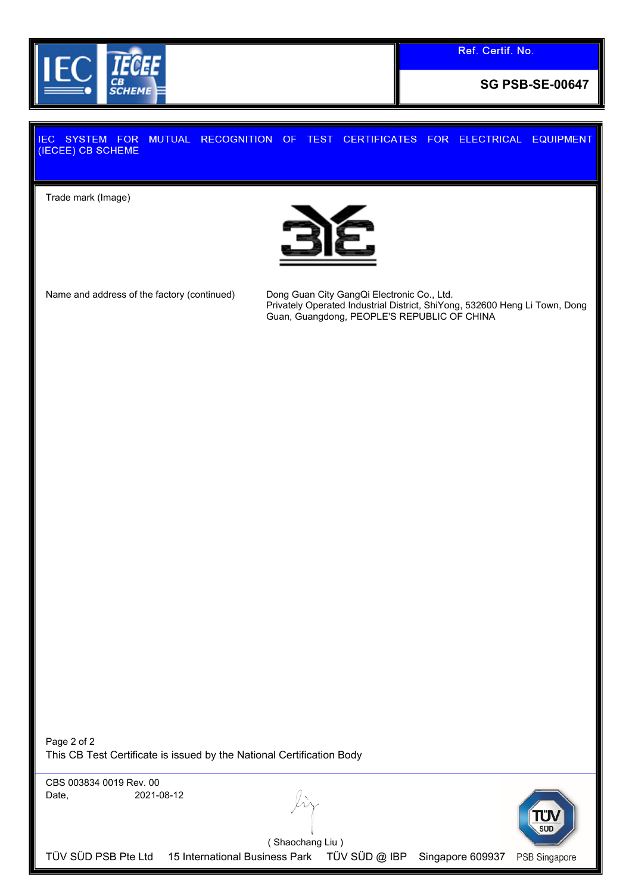Ref. Certif. No.

**SG PSB-SE-00647**

## IEC SYSTEM FOR MUTUAL RECOGNITION OF TEST CERTIFICATES FOR ELECTRICAL EQUIPMENT (IECEE) CB SCHEME

Trade mark (Image)

| | |
|---|---|
| Name and address of the factory (continued) | Dong Guan City GangQi Electronic Co., Ltd.<br>Privately Operated Industrial District, ShiYong, 532600 Heng Li Town, Dong Guan, Guangdong, PEOPLE'S REPUBLIC OF CHINA |

This CB Test Certificate is issued by the National Certification Body

CBS 003834 0019 Rev. 00

Date, 2021-08-12

( Shaochang Liu )

TÜV SÜD PSB Pte Ltd 15 International Business Park TÜV SÜD @ IBP Singapore 609937 PSB Singapore